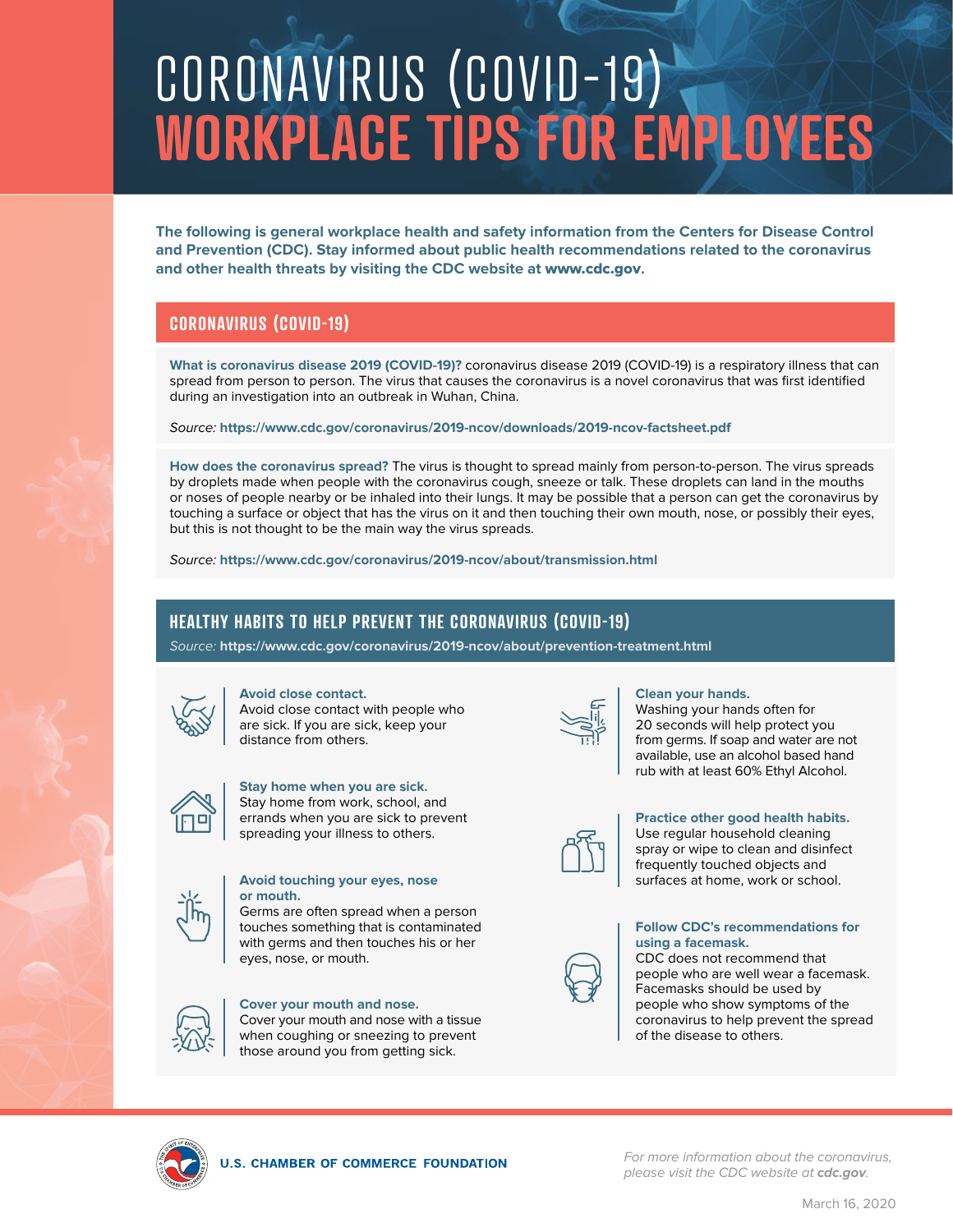# CORONAVIRUS (COVID-19) WORKPLACE TIPS FOR EMPLOYEES

**The following is general workplace health and safety information from the Centers for Disease Control and Prevention (CDC). Stay informed about public health recommendations related to the coronavirus and other health threats by visiting the CDC website at www.cdc.gov.**

## CORONAVIRUS (COVID-19)

**What is coronavirus disease 2019 (COVID-19)?** coronavirus disease 2019 (COVID-19) is a respiratory illness that can spread from person to person. The virus that causes the coronavirus is a novel coronavirus that was first identified during an investigation into an outbreak in Wuhan, China.

*Source:* **https://www.cdc.gov/coronavirus/2019-ncov/downloads/2019-ncov-factsheet.pdf**

**How does the coronavirus spread?** The virus is thought to spread mainly from person-to-person. The virus spreads by droplets made when people with the coronavirus cough, sneeze or talk. These droplets can land in the mouths or noses of people nearby or be inhaled into their lungs. It may be possible that a person can get the coronavirus by touching a surface or object that has the virus on it and then touching their own mouth, nose, or possibly their eyes, but this is not thought to be the main way the virus spreads.

*Source:* **https://www.cdc.gov/coronavirus/2019-ncov/about/transmission.html**

## HEALTHY HABITS TO HELP PREVENT THE CORONAVIRUS (COVID-19)

*Source:* **https://www.cdc.gov/coronavirus/2019-ncov/about/prevention-treatment.html**

**Avoid close contact.**
Avoid close contact with people who are sick. If you are sick, keep your distance from others.

**Stay home when you are sick.**
Stay home from work, school, and errands when you are sick to prevent spreading your illness to others.

**Avoid touching your eyes, nose or mouth.**
Germs are often spread when a person touches something that is contaminated with germs and then touches his or her eyes, nose, or mouth.

**Cover your mouth and nose.**
Cover your mouth and nose with a tissue when coughing or sneezing to prevent those around you from getting sick.

**Clean your hands.**
Washing your hands often for 20 seconds will help protect you from germs. If soap and water are not available, use an alcohol based hand rub with at least 60% Ethyl Alcohol.

**Practice other good health habits.**
Use regular household cleaning spray or wipe to clean and disinfect frequently touched objects and surfaces at home, work or school.

**Follow CDC's recommendations for using a facemask.**
CDC does not recommend that people who are well wear a facemask. Facemasks should be used by people who show symptoms of the coronavirus to help prevent the spread of the disease to others.

**U.S. CHAMBER OF COMMERCE FOUNDATION**

*For more information about the coronavirus, please visit the CDC website at **cdc.gov**.*

March 16, 2020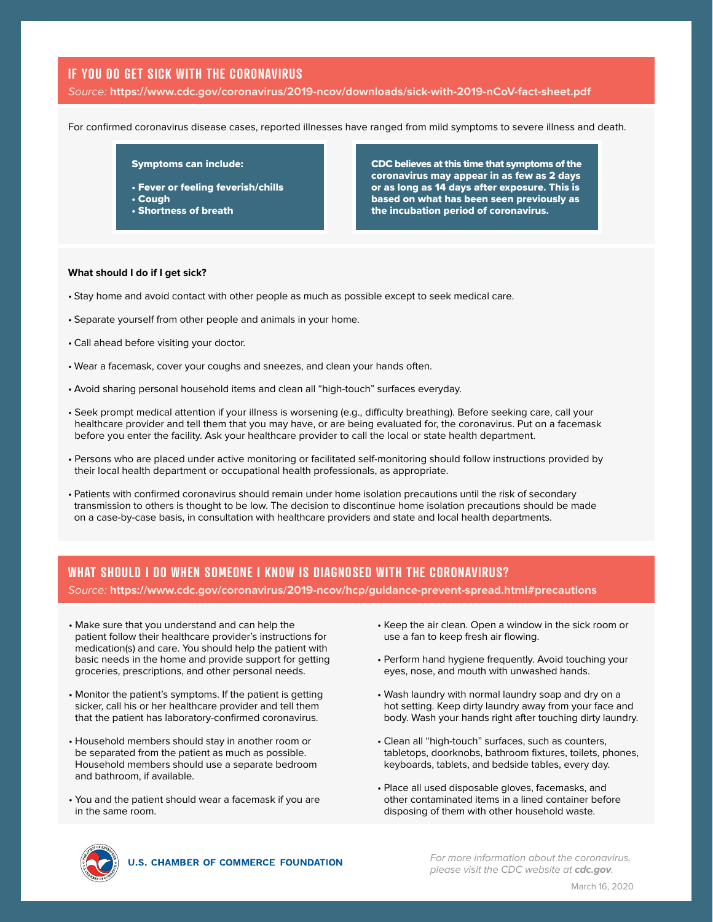## IF YOU DO GET SICK WITH THE CORONAVIRUS

*Source:* **https://www.cdc.gov/coronavirus/2019-ncov/downloads/sick-with-2019-nCoV-fact-sheet.pdf**

For confirmed coronavirus disease cases, reported illnesses have ranged from mild symptoms to severe illness and death.

**Symptoms can include:**

- **Fever or feeling feverish/chills**
- **Cough**
- **Shortness of breath**

**CDC believes at this time that symptoms of the coronavirus may appear in as few as 2 days or as long as 14 days after exposure. This is based on what has been seen previously as the incubation period of coronavirus.**

**What should I do if I get sick?**

- Stay home and avoid contact with other people as much as possible except to seek medical care.
- Separate yourself from other people and animals in your home.
- Call ahead before visiting your doctor.
- Wear a facemask, cover your coughs and sneezes, and clean your hands often.
- Avoid sharing personal household items and clean all "high-touch" surfaces everyday.
- Seek prompt medical attention if your illness is worsening (e.g., difficulty breathing). Before seeking care, call your healthcare provider and tell them that you may have, or are being evaluated for, the coronavirus. Put on a facemask before you enter the facility. Ask your healthcare provider to call the local or state health department.
- Persons who are placed under active monitoring or facilitated self-monitoring should follow instructions provided by their local health department or occupational health professionals, as appropriate.
- Patients with confirmed coronavirus should remain under home isolation precautions until the risk of secondary transmission to others is thought to be low. The decision to discontinue home isolation precautions should be made on a case-by-case basis, in consultation with healthcare providers and state and local health departments.

## WHAT SHOULD I DO WHEN SOMEONE I KNOW IS DIAGNOSED WITH THE CORONAVIRUS?

*Source:* **https://www.cdc.gov/coronavirus/2019-ncov/hcp/guidance-prevent-spread.html#precautions**

- Make sure that you understand and can help the patient follow their healthcare provider's instructions for medication(s) and care. You should help the patient with basic needs in the home and provide support for getting groceries, prescriptions, and other personal needs.
- Monitor the patient's symptoms. If the patient is getting sicker, call his or her healthcare provider and tell them that the patient has laboratory-confirmed coronavirus.
- Household members should stay in another room or be separated from the patient as much as possible. Household members should use a separate bedroom and bathroom, if available.
- You and the patient should wear a facemask if you are in the same room.
- Keep the air clean. Open a window in the sick room or use a fan to keep fresh air flowing.
- Perform hand hygiene frequently. Avoid touching your eyes, nose, and mouth with unwashed hands.
- Wash laundry with normal laundry soap and dry on a hot setting. Keep dirty laundry away from your face and body. Wash your hands right after touching dirty laundry.
- Clean all "high-touch" surfaces, such as counters, tabletops, doorknobs, bathroom fixtures, toilets, phones, keyboards, tablets, and bedside tables, every day.
- Place all used disposable gloves, facemasks, and other contaminated items in a lined container before disposing of them with other household waste.

**U.S. CHAMBER OF COMMERCE FOUNDATION**

*For more information about the coronavirus, please visit the CDC website at* ***cdc.gov****.*

March 16, 2020